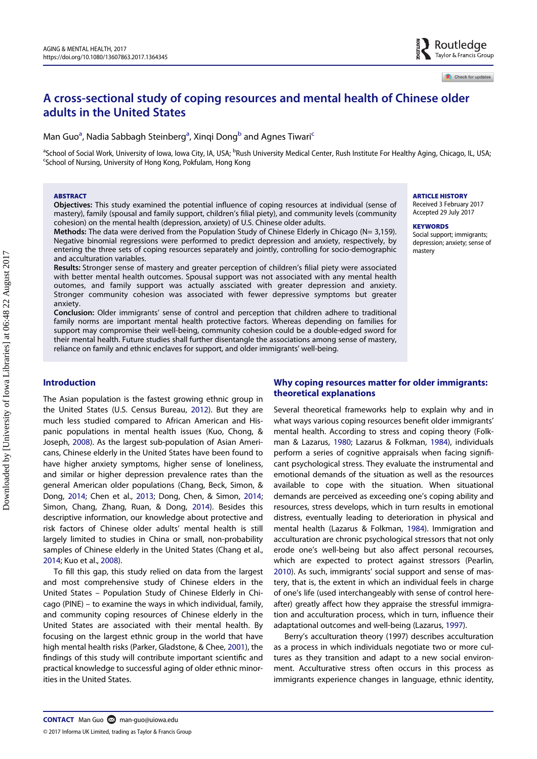# A cross-sectional study of coping resources and mental health of Chinese older adults in the United States

Man Guo[a], Nadia Sabbagh Steinberg[a], Xinqi Dong[b] and Agnes Tiwari[c]

[a]School of Social Work, University of Iowa, Iowa City, IA, USA; [b]Rush University Medical Center, Rush Institute For Healthy Aging, Chicago, IL, USA; [c]School of Nursing, University of Hong Kong, Pokfulam, Hong Kong

**ABSTRACT**

**Objectives:** This study examined the potential influence of coping resources at individual (sense of mastery), family (spousal and family support, children's filial piety), and community levels (community cohesion) on the mental health (depression, anxiety) of U.S. Chinese older adults.

**Methods:** The data were derived from the Population Study of Chinese Elderly in Chicago (N= 3,159). Negative binomial regressions were performed to predict depression and anxiety, respectively, by entering the three sets of coping resources separately and jointly, controlling for socio-demographic and acculturation variables.

**Results:** Stronger sense of mastery and greater perception of children's filial piety were associated with better mental health outcomes. Spousal support was not associated with any mental health outomes, and family support was actually assciated with greater depression and anxiety. Stronger community cohesion was associated with fewer depressive symptoms but greater anxiety.

**Conclusion:** Older immigrants' sense of control and perception that children adhere to traditional family norms are important mental health protective factors. Whereas depending on families for support may compromise their well-being, community cohesion could be a double-edged sword for their mental health. Future studies shall further disentangle the associations among sense of mastery, reliance on family and ethnic enclaves for support, and older immigrants' well-being.

**ARTICLE HISTORY**
Received 3 February 2017
Accepted 29 July 2017

**KEYWORDS**
Social support; immigrants; depression; anxiety; sense of mastery

## Introduction

The Asian population is the fastest growing ethnic group in the United States (U.S. Census Bureau, 2012). But they are much less studied compared to African American and Hispanic populations in mental health issues (Kuo, Chong, & Joseph, 2008). As the largest sub-population of Asian Americans, Chinese elderly in the United States have been found to have higher anxiety symptoms, higher sense of loneliness, and similar or higher depression prevalence rates than the general American older populations (Chang, Beck, Simon, & Dong, 2014; Chen et al., 2013; Dong, Chen, & Simon, 2014; Simon, Chang, Zhang, Ruan, & Dong, 2014). Besides this descriptive information, our knowledge about protective and risk factors of Chinese older adults' mental health is still largely limited to studies in China or small, non-probability samples of Chinese elderly in the United States (Chang et al., 2014; Kuo et al., 2008).

To fill this gap, this study relied on data from the largest and most comprehensive study of Chinese elders in the United States – Population Study of Chinese Elderly in Chicago (PINE) – to examine the ways in which individual, family, and community coping resources of Chinese elderly in the United States are associated with their mental health. By focusing on the largest ethnic group in the world that have high mental health risks (Parker, Gladstone, & Chee, 2001), the findings of this study will contribute important scientific and practical knowledge to successful aging of older ethnic minorities in the United States.

## Why coping resources matter for older immigrants: theoretical explanations

Several theoretical frameworks help to explain why and in what ways various coping resources benefit older immigrants' mental health. According to stress and coping theory (Folkman & Lazarus, 1980; Lazarus & Folkman, 1984), individuals perform a series of cognitive appraisals when facing significant psychological stress. They evaluate the instrumental and emotional demands of the situation as well as the resources available to cope with the situation. When situational demands are perceived as exceeding one's coping ability and resources, stress develops, which in turn results in emotional distress, eventually leading to deterioration in physical and mental health (Lazarus & Folkman, 1984). Immigration and acculturation are chronic psychological stressors that not only erode one's well-being but also affect personal recourses, which are expected to protect against stressors (Pearlin, 2010). As such, immigrants' social support and sense of mastery, that is, the extent in which an individual feels in charge of one's life (used interchangeably with sense of control hereafter) greatly affect how they appraise the stressful immigration and acculturation process, which in turn, influence their adaptational outcomes and well-being (Lazarus, 1997).

Berry's acculturation theory (1997) describes acculturation as a process in which individuals negotiate two or more cultures as they transition and adapt to a new social environment. Acculturative stress often occurs in this process as immigrants experience changes in language, ethnic identity,

**CONTACT** Man Guo man-guo@uiowa.edu

© 2017 Informa UK Limited, trading as Taylor & Francis Group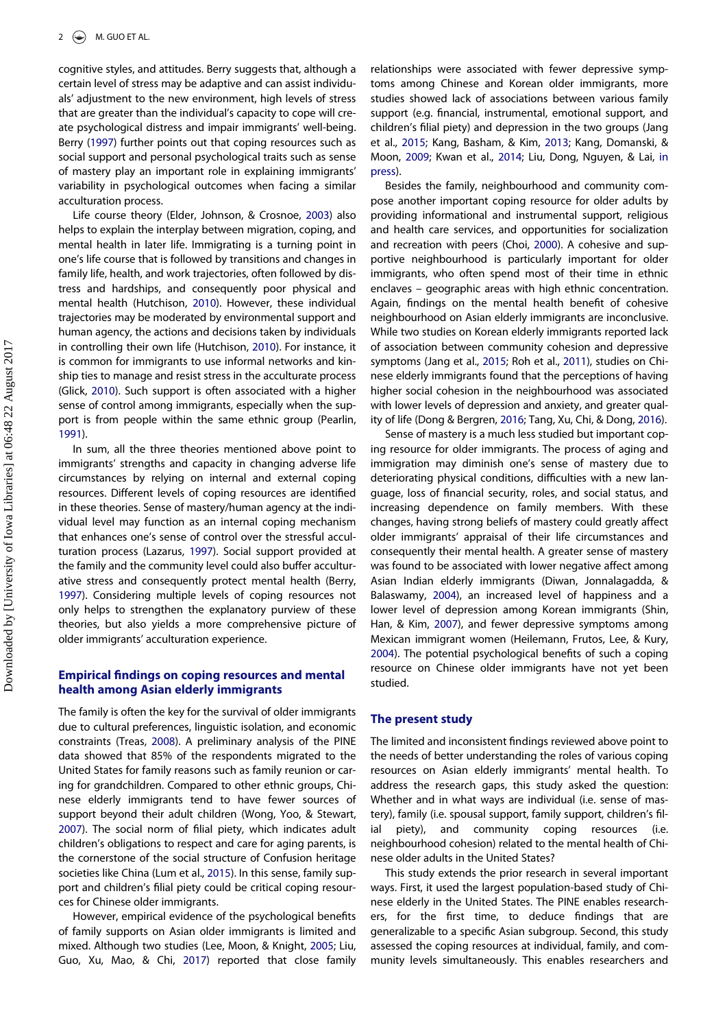cognitive styles, and attitudes. Berry suggests that, although a certain level of stress may be adaptive and can assist individuals' adjustment to the new environment, high levels of stress that are greater than the individual's capacity to cope will create psychological distress and impair immigrants' well-being. Berry (1997) further points out that coping resources such as social support and personal psychological traits such as sense of mastery play an important role in explaining immigrants' variability in psychological outcomes when facing a similar acculturation process.

Life course theory (Elder, Johnson, & Crosnoe, 2003) also helps to explain the interplay between migration, coping, and mental health in later life. Immigrating is a turning point in one's life course that is followed by transitions and changes in family life, health, and work trajectories, often followed by distress and hardships, and consequently poor physical and mental health (Hutchison, 2010). However, these individual trajectories may be moderated by environmental support and human agency, the actions and decisions taken by individuals in controlling their own life (Hutchison, 2010). For instance, it is common for immigrants to use informal networks and kinship ties to manage and resist stress in the acculturate process (Glick, 2010). Such support is often associated with a higher sense of control among immigrants, especially when the support is from people within the same ethnic group (Pearlin, 1991).

In sum, all the three theories mentioned above point to immigrants' strengths and capacity in changing adverse life circumstances by relying on internal and external coping resources. Different levels of coping resources are identified in these theories. Sense of mastery/human agency at the individual level may function as an internal coping mechanism that enhances one's sense of control over the stressful acculturation process (Lazarus, 1997). Social support provided at the family and the community level could also buffer acculturative stress and consequently protect mental health (Berry, 1997). Considering multiple levels of coping resources not only helps to strengthen the explanatory purview of these theories, but also yields a more comprehensive picture of older immigrants' acculturation experience.

## Empirical findings on coping resources and mental health among Asian elderly immigrants

The family is often the key for the survival of older immigrants due to cultural preferences, linguistic isolation, and economic constraints (Treas, 2008). A preliminary analysis of the PINE data showed that 85% of the respondents migrated to the United States for family reasons such as family reunion or caring for grandchildren. Compared to other ethnic groups, Chinese elderly immigrants tend to have fewer sources of support beyond their adult children (Wong, Yoo, & Stewart, 2007). The social norm of filial piety, which indicates adult children's obligations to respect and care for aging parents, is the cornerstone of the social structure of Confusion heritage societies like China (Lum et al., 2015). In this sense, family support and children's filial piety could be critical coping resources for Chinese older immigrants.

However, empirical evidence of the psychological benefits of family supports on Asian older immigrants is limited and mixed. Although two studies (Lee, Moon, & Knight, 2005; Liu, Guo, Xu, Mao, & Chi, 2017) reported that close family relationships were associated with fewer depressive symptoms among Chinese and Korean older immigrants, more studies showed lack of associations between various family support (e.g. financial, instrumental, emotional support, and children's filial piety) and depression in the two groups (Jang et al., 2015; Kang, Basham, & Kim, 2013; Kang, Domanski, & Moon, 2009; Kwan et al., 2014; Liu, Dong, Nguyen, & Lai, in press).

Besides the family, neighbourhood and community compose another important coping resource for older adults by providing informational and instrumental support, religious and health care services, and opportunities for socialization and recreation with peers (Choi, 2000). A cohesive and supportive neighbourhood is particularly important for older immigrants, who often spend most of their time in ethnic enclaves – geographic areas with high ethnic concentration. Again, findings on the mental health benefit of cohesive neighbourhood on Asian elderly immigrants are inconclusive. While two studies on Korean elderly immigrants reported lack of association between community cohesion and depressive symptoms (Jang et al., 2015; Roh et al., 2011), studies on Chinese elderly immigrants found that the perceptions of having higher social cohesion in the neighbourhood was associated with lower levels of depression and anxiety, and greater quality of life (Dong & Bergren, 2016; Tang, Xu, Chi, & Dong, 2016).

Sense of mastery is a much less studied but important coping resource for older immigrants. The process of aging and immigration may diminish one's sense of mastery due to deteriorating physical conditions, difficulties with a new language, loss of financial security, roles, and social status, and increasing dependence on family members. With these changes, having strong beliefs of mastery could greatly affect older immigrants' appraisal of their life circumstances and consequently their mental health. A greater sense of mastery was found to be associated with lower negative affect among Asian Indian elderly immigrants (Diwan, Jonnalagadda, & Balaswamy, 2004), an increased level of happiness and a lower level of depression among Korean immigrants (Shin, Han, & Kim, 2007), and fewer depressive symptoms among Mexican immigrant women (Heilemann, Frutos, Lee, & Kury, 2004). The potential psychological benefits of such a coping resource on Chinese older immigrants have not yet been studied.

## The present study

The limited and inconsistent findings reviewed above point to the needs of better understanding the roles of various coping resources on Asian elderly immigrants' mental health. To address the research gaps, this study asked the question: Whether and in what ways are individual (i.e. sense of mastery), family (i.e. spousal support, family support, children's filial piety), and community coping resources (i.e. neighbourhood cohesion) related to the mental health of Chinese older adults in the United States?

This study extends the prior research in several important ways. First, it used the largest population-based study of Chinese elderly in the United States. The PINE enables researchers, for the first time, to deduce findings that are generalizable to a specific Asian subgroup. Second, this study assessed the coping resources at individual, family, and community levels simultaneously. This enables researchers and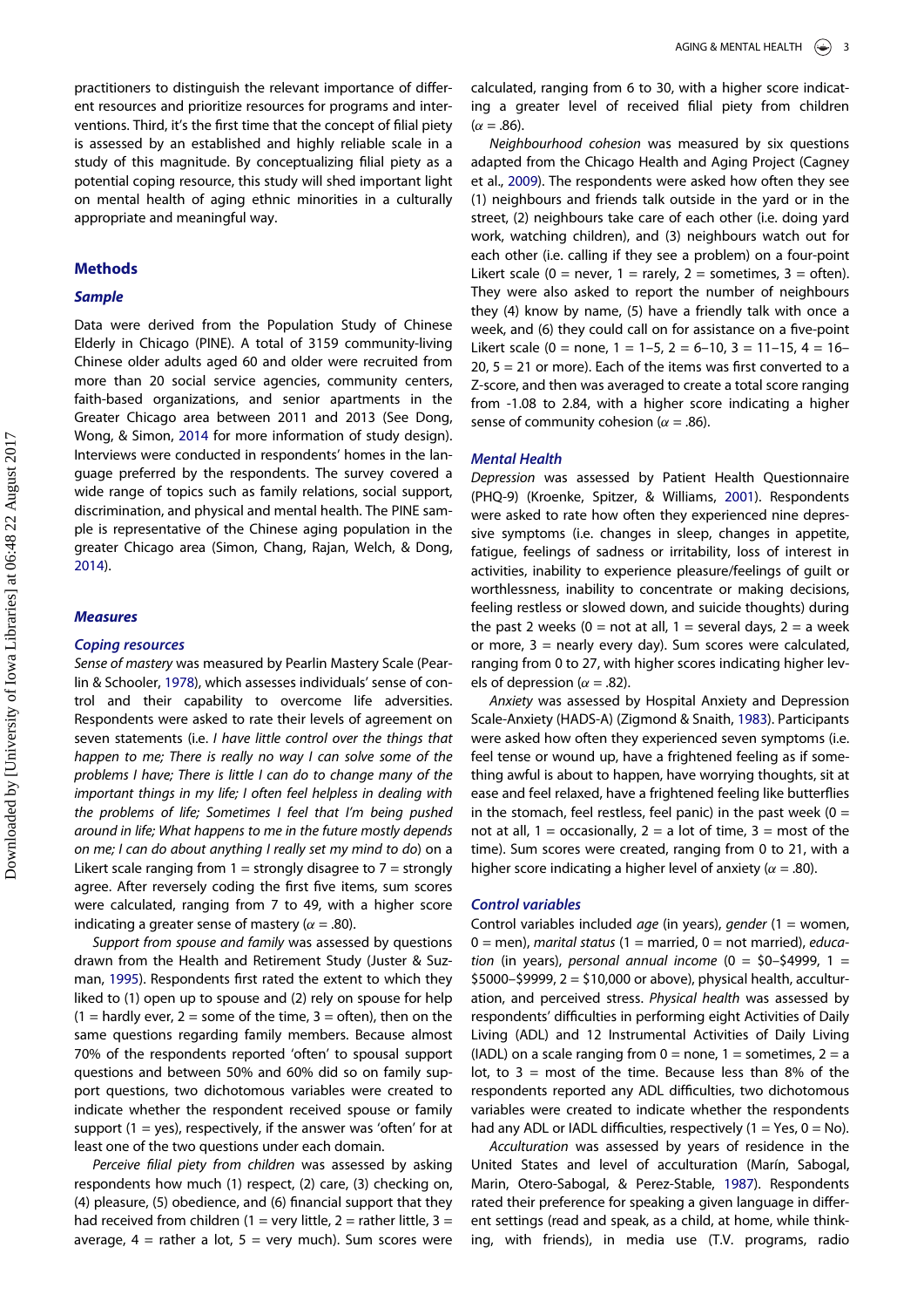practitioners to distinguish the relevant importance of different resources and prioritize resources for programs and interventions. Third, it's the first time that the concept of filial piety is assessed by an established and highly reliable scale in a study of this magnitude. By conceptualizing filial piety as a potential coping resource, this study will shed important light on mental health of aging ethnic minorities in a culturally appropriate and meaningful way.

## Methods

### Sample

Data were derived from the Population Study of Chinese Elderly in Chicago (PINE). A total of 3159 community-living Chinese older adults aged 60 and older were recruited from more than 20 social service agencies, community centers, faith-based organizations, and senior apartments in the Greater Chicago area between 2011 and 2013 (See Dong, Wong, & Simon, 2014 for more information of study design). Interviews were conducted in respondents' homes in the language preferred by the respondents. The survey covered a wide range of topics such as family relations, social support, discrimination, and physical and mental health. The PINE sample is representative of the Chinese aging population in the greater Chicago area (Simon, Chang, Rajan, Welch, & Dong, 2014).

### Measures

#### Coping resources

*Sense of mastery* was measured by Pearlin Mastery Scale (Pearlin & Schooler, 1978), which assesses individuals' sense of control and their capability to overcome life adversities. Respondents were asked to rate their levels of agreement on seven statements (i.e. *I have little control over the things that happen to me; There is really no way I can solve some of the problems I have; There is little I can do to change many of the important things in my life; I often feel helpless in dealing with the problems of life; Sometimes I feel that I'm being pushed around in life; What happens to me in the future mostly depends on me; I can do about anything I really set my mind to do*) on a Likert scale ranging from 1 = strongly disagree to 7 = strongly agree. After reversely coding the first five items, sum scores were calculated, ranging from 7 to 49, with a higher score indicating a greater sense of mastery ($\alpha$ = .80).

*Support from spouse and family* was assessed by questions drawn from the Health and Retirement Study (Juster & Suzman, 1995). Respondents first rated the extent to which they liked to (1) open up to spouse and (2) rely on spouse for help (1 = hardly ever, 2 = some of the time, 3 = often), then on the same questions regarding family members. Because almost 70% of the respondents reported 'often' to spousal support questions and between 50% and 60% did so on family support questions, two dichotomous variables were created to indicate whether the respondent received spouse or family support (1 = yes), respectively, if the answer was 'often' for at least one of the two questions under each domain.

*Perceive filial piety from children* was assessed by asking respondents how much (1) respect, (2) care, (3) checking on, (4) pleasure, (5) obedience, and (6) financial support that they had received from children (1 = very little, 2 = rather little, 3 = average, 4 = rather a lot, 5 = very much). Sum scores were calculated, ranging from 6 to 30, with a higher score indicating a greater level of received filial piety from children ($\alpha$ = .86).

*Neighbourhood cohesion* was measured by six questions adapted from the Chicago Health and Aging Project (Cagney et al., 2009). The respondents were asked how often they see (1) neighbours and friends talk outside in the yard or in the street, (2) neighbours take care of each other (i.e. doing yard work, watching children), and (3) neighbours watch out for each other (i.e. calling if they see a problem) on a four-point Likert scale (0 = never, 1 = rarely, 2 = sometimes, 3 = often). They were also asked to report the number of neighbours they (4) know by name, (5) have a friendly talk with once a week, and (6) they could call on for assistance on a five-point Likert scale (0 = none, 1 = 1–5, 2 = 6–10, 3 = 11–15, 4 = 16–20, 5 = 21 or more). Each of the items was first converted to a Z-score, and then was averaged to create a total score ranging from -1.08 to 2.84, with a higher score indicating a higher sense of community cohesion ($\alpha$ = .86).

### Mental Health

*Depression* was assessed by Patient Health Questionnaire (PHQ-9) (Kroenke, Spitzer, & Williams, 2001). Respondents were asked to rate how often they experienced nine depressive symptoms (i.e. changes in sleep, changes in appetite, fatigue, feelings of sadness or irritability, loss of interest in activities, inability to experience pleasure/feelings of guilt or worthlessness, inability to concentrate or making decisions, feeling restless or slowed down, and suicide thoughts) during the past 2 weeks (0 = not at all, 1 = several days, 2 = a week or more, 3 = nearly every day). Sum scores were calculated, ranging from 0 to 27, with higher scores indicating higher levels of depression ($\alpha$ = .82).

*Anxiety* was assessed by Hospital Anxiety and Depression Scale-Anxiety (HADS-A) (Zigmond & Snaith, 1983). Participants were asked how often they experienced seven symptoms (i.e. feel tense or wound up, have a frightened feeling as if something awful is about to happen, have worrying thoughts, sit at ease and feel relaxed, have a frightened feeling like butterflies in the stomach, feel restless, feel panic) in the past week (0 = not at all, 1 = occasionally, 2 = a lot of time, 3 = most of the time). Sum scores were created, ranging from 0 to 21, with a higher score indicating a higher level of anxiety ($\alpha$ = .80).

### Control variables

Control variables included *age* (in years), *gender* (1 = women, 0 = men), *marital status* (1 = married, 0 = not married), *education* (in years), *personal annual income* (0 = \$0–\$4999, 1 = \$5000–\$9999, 2 = \$10,000 or above), physical health, acculturation, and perceived stress. *Physical health* was assessed by respondents' difficulties in performing eight Activities of Daily Living (ADL) and 12 Instrumental Activities of Daily Living (IADL) on a scale ranging from 0 = none, 1 = sometimes, 2 = a lot, to 3 = most of the time. Because less than 8% of the respondents reported any ADL difficulties, two dichotomous variables were created to indicate whether the respondents had any ADL or IADL difficulties, respectively (1 = Yes, 0 = No).

*Acculturation* was assessed by years of residence in the United States and level of acculturation (Marín, Sabogal, Marin, Otero-Sabogal, & Perez-Stable, 1987). Respondents rated their preference for speaking a given language in different settings (read and speak, as a child, at home, while thinking, with friends), in media use (T.V. programs, radio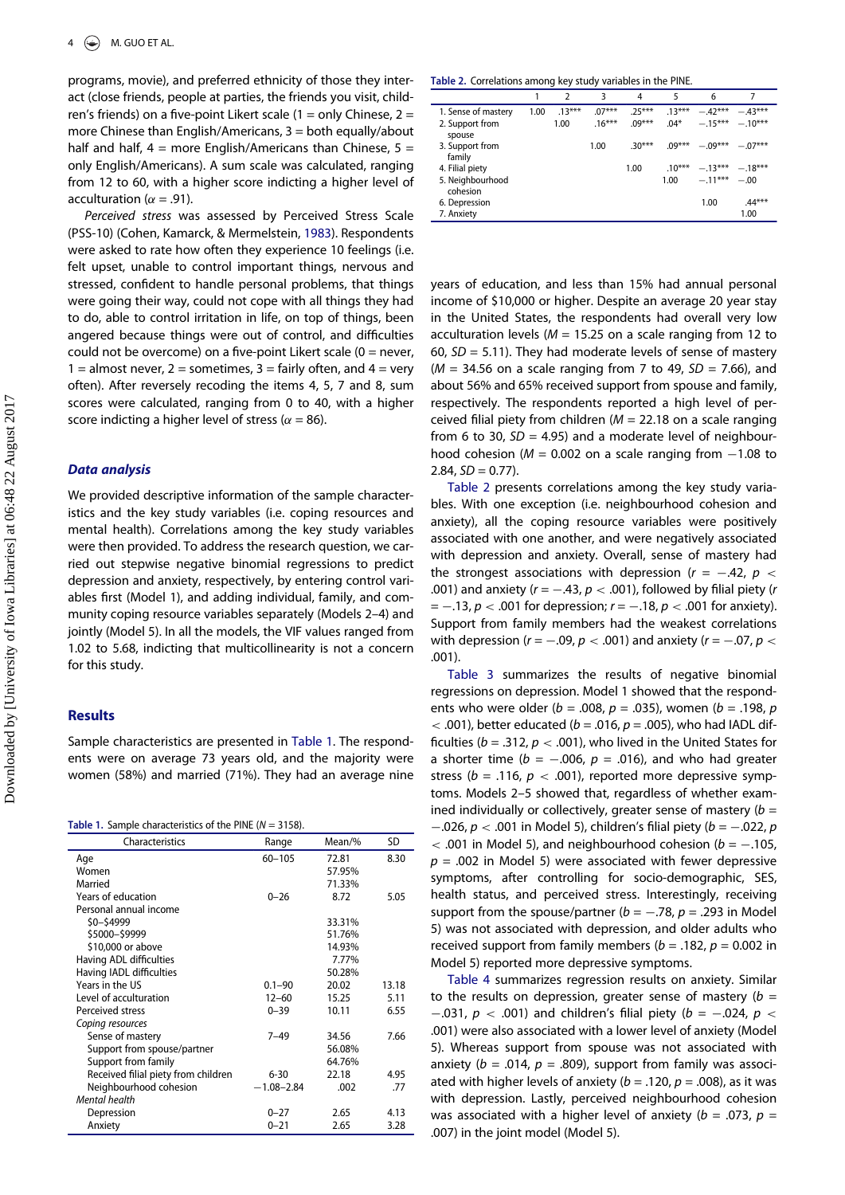programs, movie), and preferred ethnicity of those they interact (close friends, people at parties, the friends you visit, children's friends) on a five-point Likert scale (1 = only Chinese, 2 = more Chinese than English/Americans, 3 = both equally/about half and half, 4 = more English/Americans than Chinese, 5 = only English/Americans). A sum scale was calculated, ranging from 12 to 60, with a higher score indicting a higher level of acculturation ($\alpha$ = .91).

*Perceived stress* was assessed by Perceived Stress Scale (PSS-10) (Cohen, Kamarck, & Mermelstein, 1983). Respondents were asked to rate how often they experience 10 feelings (i.e. felt upset, unable to control important things, nervous and stressed, confident to handle personal problems, that things were going their way, could not cope with all things they had to do, able to control irritation in life, on top of things, been angered because things were out of control, and difficulties could not be overcome) on a five-point Likert scale (0 = never, 1 = almost never, 2 = sometimes, 3 = fairly often, and 4 = very often). After reversely recoding the items 4, 5, 7 and 8, sum scores were calculated, ranging from 0 to 40, with a higher score indicting a higher level of stress ($\alpha$ = 86).

## Data analysis

We provided descriptive information of the sample characteristics and the key study variables (i.e. coping resources and mental health). Correlations among the key study variables were then provided. To address the research question, we carried out stepwise negative binomial regressions to predict depression and anxiety, respectively, by entering control variables first (Model 1), and adding individual, family, and community coping resource variables separately (Models 2–4) and jointly (Model 5). In all the models, the VIF values ranged from 1.02 to 5.68, indicting that multicollinearity is not a concern for this study.

## Results

Sample characteristics are presented in Table 1. The respondents were on average 73 years old, and the majority were women (58%) and married (71%). They had an average nine years of education, and less than 15% had annual personal income of \$10,000 or higher. Despite an average 20 year stay in the United States, the respondents had overall very low acculturation levels ($M$ = 15.25 on a scale ranging from 12 to 60, $SD$ = 5.11). They had moderate levels of sense of mastery ($M$ = 34.56 on a scale ranging from 7 to 49, $SD$ = 7.66), and about 56% and 65% received support from spouse and family, respectively. The respondents reported a high level of perceived filial piety from children ($M$ = 22.18 on a scale ranging from 6 to 30, $SD$ = 4.95) and a moderate level of neighbourhood cohesion ($M$ = 0.002 on a scale ranging from −1.08 to 2.84, $SD$ = 0.77).

**Table 1.** Sample characteristics of the PINE ($N$ = 3158).

| Characteristics | Range | Mean/% | SD |
|---|---|---|---|
| Age | 60–105 | 72.81 | 8.30 |
| Women | | 57.95% | |
| Married | | 71.33% | |
| Years of education | 0–26 | 8.72 | 5.05 |
| Personal annual income | | | |
| \$0–\$4999 | | 33.31% | |
| \$5000–\$9999 | | 51.76% | |
| \$10,000 or above | | 14.93% | |
| Having ADL difficulties | | 7.77% | |
| Having IADL difficulties | | 50.28% | |
| Years in the US | 0.1–90 | 20.02 | 13.18 |
| Level of acculturation | 12–60 | 15.25 | 5.11 |
| Perceived stress | 0–39 | 10.11 | 6.55 |
| *Coping resources* | | | |
| Sense of mastery | 7–49 | 34.56 | 7.66 |
| Support from spouse/partner | | 56.08% | |
| Support from family | | 64.76% | |
| Received filial piety from children | 6-30 | 22.18 | 4.95 |
| Neighbourhood cohesion | −1.08–2.84 | .002 | .77 |
| *Mental health* | | | |
| Depression | 0–27 | 2.65 | 4.13 |
| Anxiety | 0–21 | 2.65 | 3.28 |

**Table 2.** Correlations among key study variables in the PINE.

| | 1 | 2 | 3 | 4 | 5 | 6 | 7 |
|---|---|---|---|---|---|---|---|
| 1. Sense of mastery | 1.00 | .13*** | .07*** | .25*** | .13*** | −.42*** | −.43*** |
| 2. Support from spouse | | 1.00 | .16*** | .09*** | .04* | −.15*** | −.10*** |
| 3. Support from family | | | 1.00 | .30*** | .09*** | −.09*** | −.07*** |
| 4. Filial piety | | | | 1.00 | .10*** | −.13*** | −.18*** |
| 5. Neighbourhood cohesion | | | | | 1.00 | −.11*** | −.00 |
| 6. Depression | | | | | | 1.00 | .44*** |
| 7. Anxiety | | | | | | | 1.00 |

Table 2 presents correlations among the key study variables. With one exception (i.e. neighbourhood cohesion and anxiety), all the coping resource variables were positively associated with one another, and were negatively associated with depression and anxiety. Overall, sense of mastery had the strongest associations with depression ($r$ = −.42, $p$ < .001) and anxiety ($r$ = −.43, $p$ < .001), followed by filial piety ($r$ = −.13, $p$ < .001 for depression; $r$ = −.18, $p$ < .001 for anxiety). Support from family members had the weakest correlations with depression ($r$ = −.09, $p$ < .001) and anxiety ($r$ = −.07, $p$ < .001).

Table 3 summarizes the results of negative binomial regressions on depression. Model 1 showed that the respondents who were older ($b$ = .008, $p$ = .035), women ($b$ = .198, $p$ < .001), better educated ($b$ = .016, $p$ = .005), who had IADL difficulties ($b$ = .312, $p$ < .001), who lived in the United States for a shorter time ($b$ = −.006, $p$ = .016), and who had greater stress ($b$ = .116, $p$ < .001), reported more depressive symptoms. Models 2–5 showed that, regardless of whether examined individually or collectively, greater sense of mastery ($b$ = −.026, $p$ < .001 in Model 5), children's filial piety ($b$ = −.022, $p$ < .001 in Model 5), and neighbourhood cohesion ($b$ = −.105, $p$ = .002 in Model 5) were associated with fewer depressive symptoms, after controlling for socio-demographic, SES, health status, and perceived stress. Interestingly, receiving support from the spouse/partner ($b$ = −.78, $p$ = .293 in Model 5) was not associated with depression, and older adults who received support from family members ($b$ = .182, $p$ = 0.002 in Model 5) reported more depressive symptoms.

Table 4 summarizes regression results on anxiety. Similar to the results on depression, greater sense of mastery ($b$ = −.031, $p$ < .001) and children's filial piety ($b$ = −.024, $p$ < .001) were also associated with a lower level of anxiety (Model 5). Whereas support from spouse was not associated with anxiety ($b$ = .014, $p$ = .809), support from family was associated with higher levels of anxiety ($b$ = .120, $p$ = .008), as it was with depression. Lastly, perceived neighbourhood cohesion was associated with a higher level of anxiety ($b$ = .073, $p$ = .007) in the joint model (Model 5).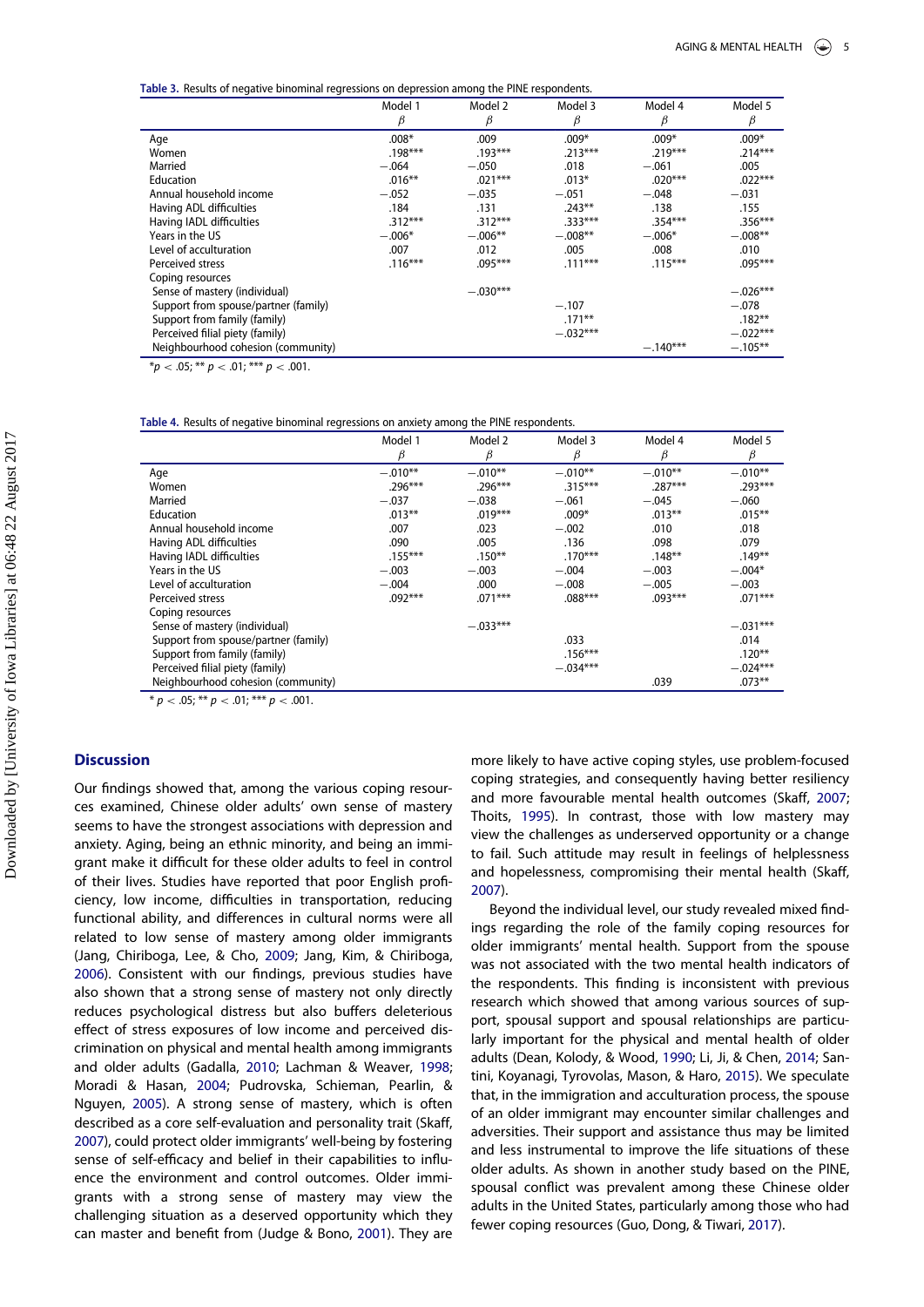Table 3. Results of negative binominal regressions on depression among the PINE respondents.

| | Model 1 $\beta$ | Model 2 $\beta$ | Model 3 $\beta$ | Model 4 $\beta$ | Model 5 $\beta$ |
|---|---|---|---|---|---|
| Age | .008* | .009 | .009* | .009* | .009* |
| Women | .198*** | .193*** | .213*** | .219*** | .214*** |
| Married | −.064 | −.050 | .018 | −.061 | .005 |
| Education | .016** | .021*** | .013* | .020*** | .022*** |
| Annual household income | −.052 | −.035 | −.051 | −.048 | −.031 |
| Having ADL difficulties | .184 | .131 | .243** | .138 | .155 |
| Having IADL difficulties | .312*** | .312*** | .333*** | .354*** | .356*** |
| Years in the US | −.006* | −.006** | −.008** | −.006* | −.008** |
| Level of acculturation | .007 | .012 | .005 | .008 | .010 |
| Perceived stress | .116*** | .095*** | .111*** | .115*** | .095*** |
| Coping resources | | | | | |
| Sense of mastery (individual) | | −.030*** | | | −.026*** |
| Support from spouse/partner (family) | | | −.107 | | −.078 |
| Support from family (family) | | | .171** | | .182** |
| Perceived filial piety (family) | | | −.032*** | | −.022*** |
| Neighbourhood cohesion (community) | | | | −.140*** | −.105** |

*$p < .05$; ** $p < .01$; *** $p < .001$.

Table 4. Results of negative binominal regressions on anxiety among the PINE respondents.

| | Model 1 $\beta$ | Model 2 $\beta$ | Model 3 $\beta$ | Model 4 $\beta$ | Model 5 $\beta$ |
|---|---|---|---|---|---|
| Age | −.010** | −.010** | −.010** | −.010** | −.010** |
| Women | .296*** | .296*** | .315*** | .287*** | .293*** |
| Married | −.037 | −.038 | −.061 | −.045 | −.060 |
| Education | .013** | .019*** | .009* | .013** | .015** |
| Annual household income | .007 | .023 | −.002 | .010 | .018 |
| Having ADL difficulties | .090 | .005 | .136 | .098 | .079 |
| Having IADL difficulties | .155*** | .150** | .170*** | .148** | .149** |
| Years in the US | −.003 | −.003 | −.004 | −.003 | −.004* |
| Level of acculturation | −.004 | .000 | −.008 | −.005 | −.003 |
| Perceived stress | .092*** | .071*** | .088*** | .093*** | .071*** |
| Coping resources | | | | | |
| Sense of mastery (individual) | | −.033*** | | | −.031*** |
| Support from spouse/partner (family) | | | .033 | | .014 |
| Support from family (family) | | | .156*** | | .120** |
| Perceived filial piety (family) | | | −.034*** | | −.024*** |
| Neighbourhood cohesion (community) | | | | .039 | .073** |

* $p < .05$; ** $p < .01$; *** $p < .001$.

## Discussion

Our findings showed that, among the various coping resources examined, Chinese older adults' own sense of mastery seems to have the strongest associations with depression and anxiety. Aging, being an ethnic minority, and being an immigrant make it difficult for these older adults to feel in control of their lives. Studies have reported that poor English proficiency, low income, difficulties in transportation, reducing functional ability, and differences in cultural norms were all related to low sense of mastery among older immigrants (Jang, Chiriboga, Lee, & Cho, 2009; Jang, Kim, & Chiriboga, 2006). Consistent with our findings, previous studies have also shown that a strong sense of mastery not only directly reduces psychological distress but also buffers deleterious effect of stress exposures of low income and perceived discrimination on physical and mental health among immigrants and older adults (Gadalla, 2010; Lachman & Weaver, 1998; Moradi & Hasan, 2004; Pudrovska, Schieman, Pearlin, & Nguyen, 2005). A strong sense of mastery, which is often described as a core self-evaluation and personality trait (Skaff, 2007), could protect older immigrants' well-being by fostering sense of self-efficacy and belief in their capabilities to influence the environment and control outcomes. Older immigrants with a strong sense of mastery may view the challenging situation as a deserved opportunity which they can master and benefit from (Judge & Bono, 2001). They are more likely to have active coping styles, use problem-focused coping strategies, and consequently having better resiliency and more favourable mental health outcomes (Skaff, 2007; Thoits, 1995). In contrast, those with low mastery may view the challenges as underserved opportunity or a change to fail. Such attitude may result in feelings of helplessness and hopelessness, compromising their mental health (Skaff, 2007).

Beyond the individual level, our study revealed mixed findings regarding the role of the family coping resources for older immigrants' mental health. Support from the spouse was not associated with the two mental health indicators of the respondents. This finding is inconsistent with previous research which showed that among various sources of support, spousal support and spousal relationships are particularly important for the physical and mental health of older adults (Dean, Kolody, & Wood, 1990; Li, Ji, & Chen, 2014; Santini, Koyanagi, Tyrovolas, Mason, & Haro, 2015). We speculate that, in the immigration and acculturation process, the spouse of an older immigrant may encounter similar challenges and adversities. Their support and assistance thus may be limited and less instrumental to improve the life situations of these older adults. As shown in another study based on the PINE, spousal conflict was prevalent among these Chinese older adults in the United States, particularly among those who had fewer coping resources (Guo, Dong, & Tiwari, 2017).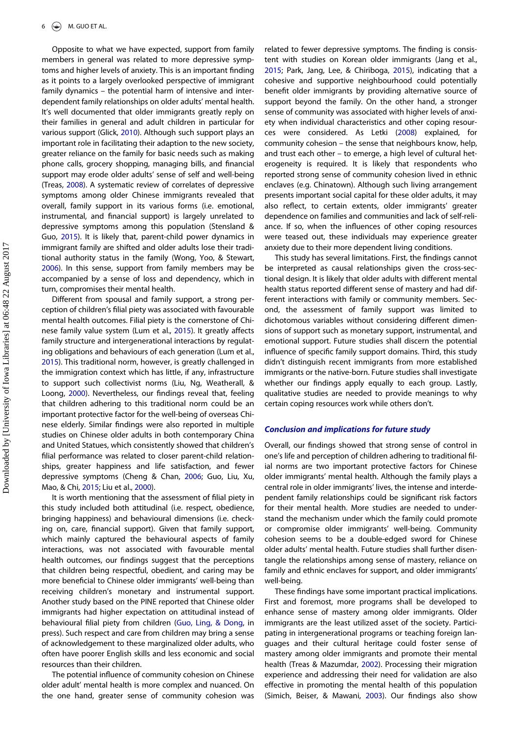Opposite to what we have expected, support from family members in general was related to more depressive symptoms and higher levels of anxiety. This is an important finding as it points to a largely overlooked perspective of immigrant family dynamics – the potential harm of intensive and interdependent family relationships on older adults' mental health. It's well documented that older immigrants greatly reply on their families in general and adult children in particular for various support (Glick, 2010). Although such support plays an important role in facilitating their adaption to the new society, greater reliance on the family for basic needs such as making phone calls, grocery shopping, managing bills, and financial support may erode older adults' sense of self and well-being (Treas, 2008). A systematic review of correlates of depressive symptoms among older Chinese immigrants revealed that overall, family support in its various forms (i.e. emotional, instrumental, and financial support) is largely unrelated to depressive symptoms among this population (Stensland & Guo, 2015). It is likely that, parent-child power dynamics in immigrant family are shifted and older adults lose their traditional authority status in the family (Wong, Yoo, & Stewart, 2006). In this sense, support from family members may be accompanied by a sense of loss and dependency, which in turn, compromises their mental health.

Different from spousal and family support, a strong perception of children's filial piety was associated with favourable mental health outcomes. Filial piety is the cornerstone of Chinese family value system (Lum et al., 2015). It greatly affects family structure and intergenerational interactions by regulating obligations and behaviours of each generation (Lum et al., 2015). This traditional norm, however, is greatly challenged in the immigration context which has little, if any, infrastructure to support such collectivist norms (Liu, Ng, Weatherall, & Loong, 2000). Nevertheless, our findings reveal that, feeling that children adhering to this traditional norm could be an important protective factor for the well-being of overseas Chinese elderly. Similar findings were also reported in multiple studies on Chinese older adults in both contemporary China and United Statues, which consistently showed that children's filial performance was related to closer parent-child relationships, greater happiness and life satisfaction, and fewer depressive symptoms (Cheng & Chan, 2006; Guo, Liu, Xu, Mao, & Chi, 2015; Liu et al., 2000).

It is worth mentioning that the assessment of filial piety in this study included both attitudinal (i.e. respect, obedience, bringing happiness) and behavioural dimensions (i.e. checking on, care, financial support). Given that family support, which mainly captured the behavioural aspects of family interactions, was not associated with favourable mental health outcomes, our findings suggest that the perceptions that children being respectful, obedient, and caring may be more beneficial to Chinese older immigrants' well-being than receiving children's monetary and instrumental support. Another study based on the PINE reported that Chinese older immigrants had higher expectation on attitudinal instead of behavioural filial piety from children (Guo, Ling, & Dong, in press). Such respect and care from children may bring a sense of acknowledgement to these marginalized older adults, who often have poorer English skills and less economic and social resources than their children.

The potential influence of community cohesion on Chinese older adult' mental health is more complex and nuanced. On the one hand, greater sense of community cohesion was related to fewer depressive symptoms. The finding is consistent with studies on Korean older immigrants (Jang et al., 2015; Park, Jang, Lee, & Chiriboga, 2015), indicating that a cohesive and supportive neighbourhood could potentially benefit older immigrants by providing alternative source of support beyond the family. On the other hand, a stronger sense of community was associated with higher levels of anxiety when individual characteristics and other coping resources were considered. As Letki (2008) explained, for community cohesion – the sense that neighbours know, help, and trust each other – to emerge, a high level of cultural heterogeneity is required. It is likely that respondents who reported strong sense of community cohesion lived in ethnic enclaves (e.g. Chinatown). Although such living arrangement presents important social capital for these older adults, it may also reflect, to certain extents, older immigrants' greater dependence on families and communities and lack of self-reliance. If so, when the influences of other coping resources were teased out, these individuals may experience greater anxiety due to their more dependent living conditions.

This study has several limitations. First, the findings cannot be interpreted as causal relationships given the cross-sectional design. It is likely that older adults with different mental health status reported different sense of mastery and had different interactions with family or community members. Second, the assessment of family support was limited to dichotomous variables without considering different dimensions of support such as monetary support, instrumental, and emotional support. Future studies shall discern the potential influence of specific family support domains. Third, this study didn't distinguish recent immigrants from more established immigrants or the native-born. Future studies shall investigate whether our findings apply equally to each group. Lastly, qualitative studies are needed to provide meanings to why certain coping resources work while others don't.

## Conclusion and implications for future study

Overall, our findings showed that strong sense of control in one's life and perception of children adhering to traditional filial norms are two important protective factors for Chinese older immigrants' mental health. Although the family plays a central role in older immigrants' lives, the intense and interdependent family relationships could be significant risk factors for their mental health. More studies are needed to understand the mechanism under which the family could promote or compromise older immigrants' well-being. Community cohesion seems to be a double-edged sword for Chinese older adults' mental health. Future studies shall further disentangle the relationships among sense of mastery, reliance on family and ethnic enclaves for support, and older immigrants' well-being.

These findings have some important practical implications. First and foremost, more programs shall be developed to enhance sense of mastery among older immigrants. Older immigrants are the least utilized asset of the society. Participating in intergenerational programs or teaching foreign languages and their cultural heritage could foster sense of mastery among older immigrants and promote their mental health (Treas & Mazumdar, 2002). Processing their migration experience and addressing their need for validation are also effective in promoting the mental health of this population (Simich, Beiser, & Mawani, 2003). Our findings also show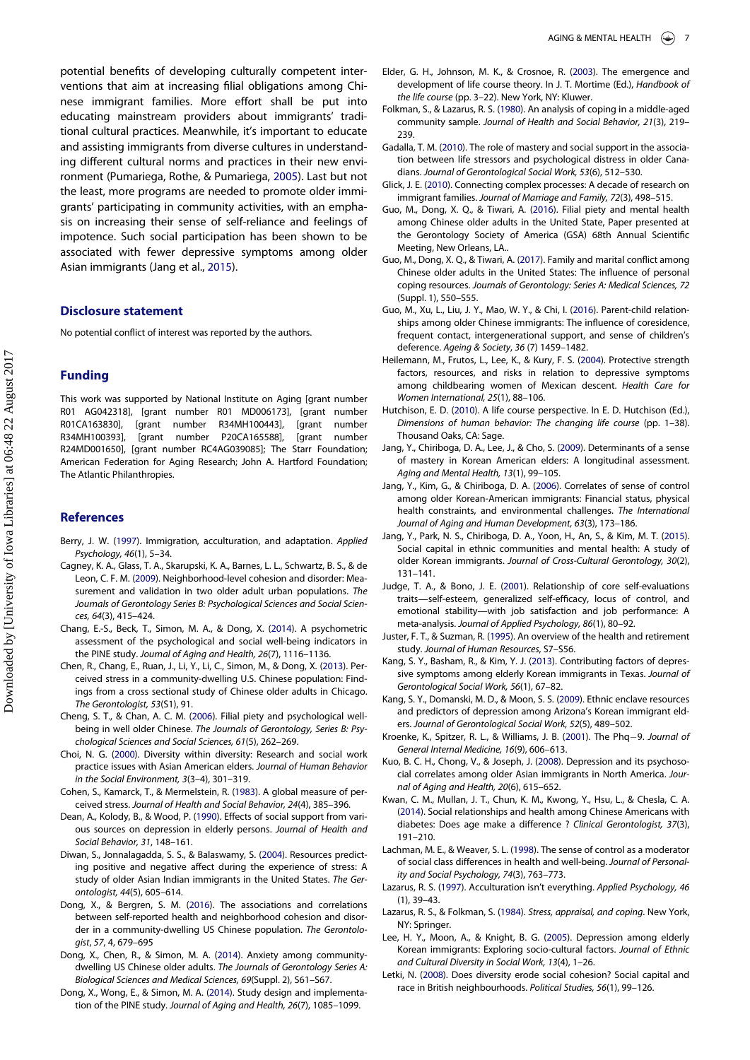potential benefits of developing culturally competent interventions that aim at increasing filial obligations among Chinese immigrant families. More effort shall be put into educating mainstream providers about immigrants' traditional cultural practices. Meanwhile, it's important to educate and assisting immigrants from diverse cultures in understanding different cultural norms and practices in their new environment (Pumariega, Rothe, & Pumariega, 2005). Last but not the least, more programs are needed to promote older immigrants' participating in community activities, with an emphasis on increasing their sense of self-reliance and feelings of impotence. Such social participation has been shown to be associated with fewer depressive symptoms among older Asian immigrants (Jang et al., 2015).

## Disclosure statement

No potential conflict of interest was reported by the authors.

## Funding

This work was supported by National Institute on Aging [grant number R01 AG042318], [grant number R01 MD006173], [grant number R01CA163830], [grant number R34MH100443], [grant number R34MH100393], [grant number P20CA165588], [grant number R24MD001650], [grant number RC4AG039085]; The Starr Foundation; American Federation for Aging Research; John A. Hartford Foundation; The Atlantic Philanthropies.

## References

Berry, J. W. (1997). Immigration, acculturation, and adaptation. *Applied Psychology, 46*(1), 5–34.

Cagney, K. A., Glass, T. A., Skarupski, K. A., Barnes, L. L., Schwartz, B. S., & de Leon, C. F. M. (2009). Neighborhood-level cohesion and disorder: Measurement and validation in two older adult urban populations. *The Journals of Gerontology Series B: Psychological Sciences and Social Sciences, 64*(3), 415–424.

Chang, E.-S., Beck, T., Simon, M. A., & Dong, X. (2014). A psychometric assessment of the psychological and social well-being indicators in the PINE study. *Journal of Aging and Health, 26*(7), 1116–1136.

Chen, R., Chang, E., Ruan, J., Li, Y., Li, C., Simon, M., & Dong, X. (2013). Perceived stress in a community-dwelling U.S. Chinese population: Findings from a cross sectional study of Chinese older adults in Chicago. *The Gerontologist, 53*(S1), 91.

Cheng, S. T., & Chan, A. C. M. (2006). Filial piety and psychological well-being in well older Chinese. *The Journals of Gerontology, Series B: Psychological Sciences and Social Sciences, 61*(5), 262–269.

Choi, N. G. (2000). Diversity within diversity: Research and social work practice issues with Asian American elders. *Journal of Human Behavior in the Social Environment, 3*(3–4), 301–319.

Cohen, S., Kamarck, T., & Mermelstein, R. (1983). A global measure of perceived stress. *Journal of Health and Social Behavior, 24*(4), 385–396.

Dean, A., Kolody, B., & Wood, P. (1990). Effects of social support from various sources on depression in elderly persons. *Journal of Health and Social Behavior, 31*, 148–161.

Diwan, S., Jonnalagadda, S. S., & Balaswamy, S. (2004). Resources predicting positive and negative affect during the experience of stress: A study of older Asian Indian immigrants in the United States. *The Gerontologist, 44*(5), 605–614.

Dong, X., & Bergren, S. M. (2016). The associations and correlations between self-reported health and neighborhood cohesion and disorder in a community-dwelling US Chinese population. *The Gerontologist, 57*, 4, 679–695

Dong, X., Chen, R., & Simon, M. A. (2014). Anxiety among community-dwelling US Chinese older adults. *The Journals of Gerontology Series A: Biological Sciences and Medical Sciences, 69*(Suppl. 2), S61–S67.

Dong, X., Wong, E., & Simon, M. A. (2014). Study design and implementation of the PINE study. *Journal of Aging and Health, 26*(7), 1085–1099.

Elder, G. H., Johnson, M. K., & Crosnoe, R. (2003). The emergence and development of life course theory. In J. T. Mortime (Ed.), *Handbook of the life course* (pp. 3–22). New York, NY: Kluwer.

Folkman, S., & Lazarus, R. S. (1980). An analysis of coping in a middle-aged community sample. *Journal of Health and Social Behavior, 21*(3), 219–239.

Gadalla, T. M. (2010). The role of mastery and social support in the association between life stressors and psychological distress in older Canadians. *Journal of Gerontological Social Work, 53*(6), 512–530.

Glick, J. E. (2010). Connecting complex processes: A decade of research on immigrant families. *Journal of Marriage and Family, 72*(3), 498–515.

Guo, M., Dong, X. Q., & Tiwari, A. (2016). Filial piety and mental health among Chinese older adults in the United State, Paper presented at the Gerontology Society of America (GSA) 68th Annual Scientific Meeting, New Orleans, LA..

Guo, M., Dong, X. Q., & Tiwari, A. (2017). Family and marital conflict among Chinese older adults in the United States: The influence of personal coping resources. *Journals of Gerontology: Series A: Medical Sciences, 72* (Suppl. 1), S50–S55.

Guo, M., Xu, L., Liu, J. Y., Mao, W. Y., & Chi, I. (2016). Parent-child relationships among older Chinese immigrants: The influence of coresidence, frequent contact, intergenerational support, and sense of children's deference. *Ageing & Society, 36* (7) 1459–1482.

Heilemann, M., Frutos, L., Lee, K., & Kury, F. S. (2004). Protective strength factors, resources, and risks in relation to depressive symptoms among childbearing women of Mexican descent. *Health Care for Women International, 25*(1), 88–106.

Hutchison, E. D. (2010). A life course perspective. In E. D. Hutchison (Ed.), *Dimensions of human behavior: The changing life course* (pp. 1–38). Thousand Oaks, CA: Sage.

Jang, Y., Chiriboga, D. A., Lee, J., & Cho, S. (2009). Determinants of a sense of mastery in Korean American elders: A longitudinal assessment. *Aging and Mental Health, 13*(1), 99–105.

Jang, Y., Kim, G., & Chiriboga, D. A. (2006). Correlates of sense of control among older Korean-American immigrants: Financial status, physical health constraints, and environmental challenges. *The International Journal of Aging and Human Development, 63*(3), 173–186.

Jang, Y., Park, N. S., Chiriboga, D. A., Yoon, H., An, S., & Kim, M. T. (2015). Social capital in ethnic communities and mental health: A study of older Korean immigrants. *Journal of Cross-Cultural Gerontology, 30*(2), 131–141.

Judge, T. A., & Bono, J. E. (2001). Relationship of core self-evaluations traits—self-esteem, generalized self-efficacy, locus of control, and emotional stability—with job satisfaction and job performance: A meta-analysis. *Journal of Applied Psychology, 86*(1), 80–92.

Juster, F. T., & Suzman, R. (1995). An overview of the health and retirement study. *Journal of Human Resources*, S7–S56.

Kang, S. Y., Basham, R., & Kim, Y. J. (2013). Contributing factors of depressive symptoms among elderly Korean immigrants in Texas. *Journal of Gerontological Social Work, 56*(1), 67–82.

Kang, S. Y., Domanski, M. D., & Moon, S. S. (2009). Ethnic enclave resources and predictors of depression among Arizona's Korean immigrant elders. *Journal of Gerontological Social Work, 52*(5), 489–502.

Kroenke, K., Spitzer, R. L., & Williams, J. B. (2001). The Phq−9. *Journal of General Internal Medicine, 16*(9), 606–613.

Kuo, B. C. H., Chong, V., & Joseph, J. (2008). Depression and its psychosocial correlates among older Asian immigrants in North America. *Journal of Aging and Health, 20*(6), 615–652.

Kwan, C. M., Mullan, J. T., Chun, K. M., Kwong, Y., Hsu, L., & Chesla, C. A. (2014). Social relationships and health among Chinese Americans with diabetes: Does age make a difference ? *Clinical Gerontologist, 37*(3), 191–210.

Lachman, M. E., & Weaver, S. L. (1998). The sense of control as a moderator of social class differences in health and well-being. *Journal of Personality and Social Psychology, 74*(3), 763–773.

Lazarus, R. S. (1997). Acculturation isn't everything. *Applied Psychology, 46* (1), 39–43.

Lazarus, R. S., & Folkman, S. (1984). *Stress, appraisal, and coping*. New York, NY: Springer.

Lee, H. Y., Moon, A., & Knight, B. G. (2005). Depression among elderly Korean immigrants: Exploring socio-cultural factors. *Journal of Ethnic and Cultural Diversity in Social Work, 13*(4), 1–26.

Letki, N. (2008). Does diversity erode social cohesion? Social capital and race in British neighbourhoods. *Political Studies, 56*(1), 99–126.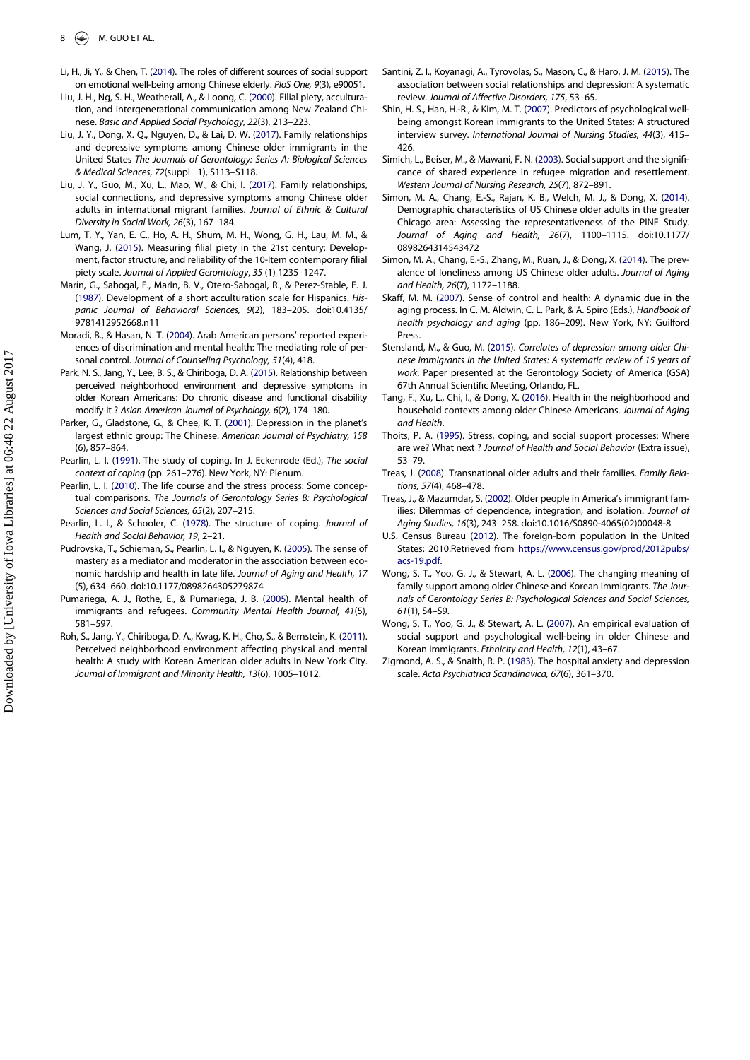Li, H., Ji, Y., & Chen, T. (2014). The roles of different sources of social support on emotional well-being among Chinese elderly. *PloS One, 9*(3), e90051.

Liu, J. H., Ng, S. H., Weatherall, A., & Loong, C. (2000). Filial piety, acculturation, and intergenerational communication among New Zealand Chinese. *Basic and Applied Social Psychology, 22*(3), 213–223.

Liu, J. Y., Dong, X. Q., Nguyen, D., & Lai, D. W. (2017). Family relationships and depressive symptoms among Chinese older immigrants in the United States *The Journals of Gerontology: Series A: Biological Sciences & Medical Sciences*, *72*(suppl_1), S113–S118.

Liu, J. Y., Guo, M., Xu, L., Mao, W., & Chi, I. (2017). Family relationships, social connections, and depressive symptoms among Chinese older adults in international migrant families. *Journal of Ethnic & Cultural Diversity in Social Work, 26*(3), 167–184.

Lum, T. Y., Yan, E. C., Ho, A. H., Shum, M. H., Wong, G. H., Lau, M. M., & Wang, J. (2015). Measuring filial piety in the 21st century: Development, factor structure, and reliability of the 10-Item contemporary filial piety scale. *Journal of Applied Gerontology*, *35* (1) 1235–1247.

Marín, G., Sabogal, F., Marin, B. V., Otero-Sabogal, R., & Perez-Stable, E. J. (1987). Development of a short acculturation scale for Hispanics. *Hispanic Journal of Behavioral Sciences, 9*(2), 183–205. doi:10.4135/9781412952668.n11

Moradi, B., & Hasan, N. T. (2004). Arab American persons' reported experiences of discrimination and mental health: The mediating role of personal control. *Journal of Counseling Psychology, 51*(4), 418.

Park, N. S., Jang, Y., Lee, B. S., & Chiriboga, D. A. (2015). Relationship between perceived neighborhood environment and depressive symptoms in older Korean Americans: Do chronic disease and functional disability modify it ? *Asian American Journal of Psychology, 6*(2), 174–180.

Parker, G., Gladstone, G., & Chee, K. T. (2001). Depression in the planet's largest ethnic group: The Chinese. *American Journal of Psychiatry, 158* (6), 857–864.

Pearlin, L. I. (1991). The study of coping. In J. Eckenrode (Ed.), *The social context of coping* (pp. 261–276). New York, NY: Plenum.

Pearlin, L. I. (2010). The life course and the stress process: Some conceptual comparisons. *The Journals of Gerontology Series B: Psychological Sciences and Social Sciences, 65*(2), 207–215.

Pearlin, L. I., & Schooler, C. (1978). The structure of coping. *Journal of Health and Social Behavior, 19*, 2–21.

Pudrovska, T., Schieman, S., Pearlin, L. I., & Nguyen, K. (2005). The sense of mastery as a mediator and moderator in the association between economic hardship and health in late life. *Journal of Aging and Health, 17* (5), 634–660. doi:10.1177/0898264305279874

Pumariega, A. J., Rothe, E., & Pumariega, J. B. (2005). Mental health of immigrants and refugees. *Community Mental Health Journal, 41*(5), 581–597.

Roh, S., Jang, Y., Chiriboga, D. A., Kwag, K. H., Cho, S., & Bernstein, K. (2011). Perceived neighborhood environment affecting physical and mental health: A study with Korean American older adults in New York City. *Journal of Immigrant and Minority Health, 13*(6), 1005–1012.

Santini, Z. I., Koyanagi, A., Tyrovolas, S., Mason, C., & Haro, J. M. (2015). The association between social relationships and depression: A systematic review. *Journal of Affective Disorders, 175*, 53–65.

Shin, H. S., Han, H.-R., & Kim, M. T. (2007). Predictors of psychological well-being amongst Korean immigrants to the United States: A structured interview survey. *International Journal of Nursing Studies, 44*(3), 415–426.

Simich, L., Beiser, M., & Mawani, F. N. (2003). Social support and the significance of shared experience in refugee migration and resettlement. *Western Journal of Nursing Research, 25*(7), 872–891.

Simon, M. A., Chang, E.-S., Rajan, K. B., Welch, M. J., & Dong, X. (2014). Demographic characteristics of US Chinese older adults in the greater Chicago area: Assessing the representativeness of the PINE Study. *Journal of Aging and Health, 26*(7), 1100–1115. doi:10.1177/0898264314543472

Simon, M. A., Chang, E.-S., Zhang, M., Ruan, J., & Dong, X. (2014). The prevalence of loneliness among US Chinese older adults. *Journal of Aging and Health, 26*(7), 1172–1188.

Skaff, M. M. (2007). Sense of control and health: A dynamic due in the aging process. In C. M. Aldwin, C. L. Park, & A. Spiro (Eds.), *Handbook of health psychology and aging* (pp. 186–209). New York, NY: Guilford Press.

Stensland, M., & Guo, M. (2015). *Correlates of depression among older Chinese immigrants in the United States: A systematic review of 15 years of work*. Paper presented at the Gerontology Society of America (GSA) 67th Annual Scientific Meeting, Orlando, FL.

Tang, F., Xu, L., Chi, I., & Dong, X. (2016). Health in the neighborhood and household contexts among older Chinese Americans. *Journal of Aging and Health*.

Thoits, P. A. (1995). Stress, coping, and social support processes: Where are we? What next ? *Journal of Health and Social Behavior* (Extra issue), 53–79.

Treas, J. (2008). Transnational older adults and their families. *Family Relations, 57*(4), 468–478.

Treas, J., & Mazumdar, S. (2002). Older people in America's immigrant families: Dilemmas of dependence, integration, and isolation. *Journal of Aging Studies, 16*(3), 243–258. doi:10.1016/S0890-4065(02)00048-8

U.S. Census Bureau (2012). The foreign-born population in the United States: 2010.Retrieved from https://www.census.gov/prod/2012pubs/acs-19.pdf.

Wong, S. T., Yoo, G. J., & Stewart, A. L. (2006). The changing meaning of family support among older Chinese and Korean immigrants. *The Journals of Gerontology Series B: Psychological Sciences and Social Sciences, 61*(1), S4–S9.

Wong, S. T., Yoo, G. J., & Stewart, A. L. (2007). An empirical evaluation of social support and psychological well-being in older Chinese and Korean immigrants. *Ethnicity and Health, 12*(1), 43–67.

Zigmond, A. S., & Snaith, R. P. (1983). The hospital anxiety and depression scale. *Acta Psychiatrica Scandinavica, 67*(6), 361–370.